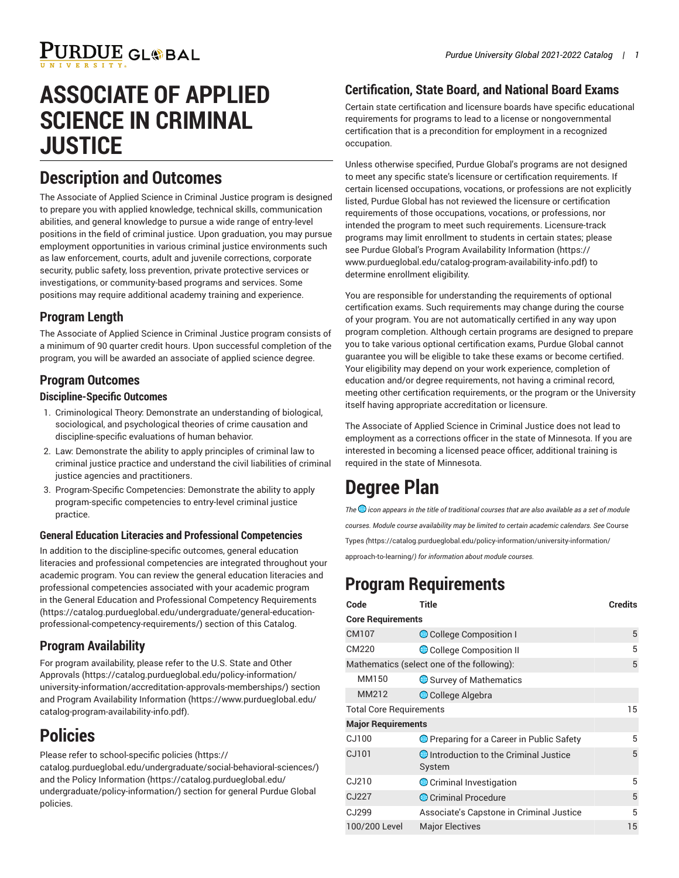# ASSOCIATE OF APPLIED SCIENCE IN CRIMINAL JUSTICE

## Description and Outcomes

The Associate of Applied Science in Criminal Justice program is designed to prepare you with applied knowledge, technical skills, communication abilities, and general knowledge to pursue a wide range of entry-level positions in the field of criminal justice. Upon graduation, you may pursue employment opportunities in various criminal justice environments such as law enforcement, courts, adult and juvenile corrections, corporate security, public safety, loss prevention, private protective services or investigations, or community-based programs and services. Some positions may require additional academy training and experience.

### Program Length

The Associate of Applied Science in Criminal Justice program consists of a minimum of 90 quarter credit hours. Upon successful completion of the program, you will be awarded an associate of applied science degree.

### Program Outcomes

#### Discipline-Specific Outcomes

1. Criminological Theory: Demonstrate an understanding of biological, sociological, and psychological theories of crime causation and discipline-specific evaluations of human behavior.
2. Law: Demonstrate the ability to apply principles of criminal law to criminal justice practice and understand the civil liabilities of criminal justice agencies and practitioners.
3. Program-Specific Competencies: Demonstrate the ability to apply program-specific competencies to entry-level criminal justice practice.

#### General Education Literacies and Professional Competencies

In addition to the discipline-specific outcomes, general education literacies and professional competencies are integrated throughout your academic program. You can review the general education literacies and professional competencies associated with your academic program in the General Education and Professional Competency Requirements (https://catalog.purdueglobal.edu/undergraduate/general-education-professional-competency-requirements/) section of this Catalog.

### Program Availability

For program availability, please refer to the U.S. State and Other Approvals (https://catalog.purdueglobal.edu/policy-information/university-information/accreditation-approvals-memberships/) section and Program Availability Information (https://www.purdueglobal.edu/catalog-program-availability-info.pdf).

## Policies

Please refer to school-specific policies (https://catalog.purdueglobal.edu/undergraduate/social-behavioral-sciences/) and the Policy Information (https://catalog.purdueglobal.edu/undergraduate/policy-information/) section for general Purdue Global policies.

### Certification, State Board, and National Board Exams

Certain state certification and licensure boards have specific educational requirements for programs to lead to a license or nongovernmental certification that is a precondition for employment in a recognized occupation.

Unless otherwise specified, Purdue Global's programs are not designed to meet any specific state's licensure or certification requirements. If certain licensed occupations, vocations, or professions are not explicitly listed, Purdue Global has not reviewed the licensure or certification requirements of those occupations, vocations, or professions, nor intended the program to meet such requirements. Licensure-track programs may limit enrollment to students in certain states; please see Purdue Global's Program Availability Information (https://www.purdueglobal.edu/catalog-program-availability-info.pdf) to determine enrollment eligibility.

You are responsible for understanding the requirements of optional certification exams. Such requirements may change during the course of your program. You are not automatically certified in any way upon program completion. Although certain programs are designed to prepare you to take various optional certification exams, Purdue Global cannot guarantee you will be eligible to take these exams or become certified. Your eligibility may depend on your work experience, completion of education and/or degree requirements, not having a criminal record, meeting other certification requirements, or the program or the University itself having appropriate accreditation or licensure.

The Associate of Applied Science in Criminal Justice does not lead to employment as a corrections officer in the state of Minnesota. If you are interested in becoming a licensed peace officer, additional training is required in the state of Minnesota.

# Degree Plan

*The 🌐 icon appears in the title of traditional courses that are also available as a set of module courses. Module course availability may be limited to certain academic calendars. See* Course Types *(https://catalog.purdueglobal.edu/policy-information/university-information/approach-to-learning/) for information about module courses.*

## Program Requirements

| Code | Title | Credits |
|---|---|---|
| **Core Requirements** | | |
| CM107 | 🌐 College Composition I | 5 |
| CM220 | 🌐 College Composition II | 5 |
| Mathematics (select one of the following): | | 5 |
| MM150 | 🌐 Survey of Mathematics | |
| MM212 | 🌐 College Algebra | |
| Total Core Requirements | | 15 |
| **Major Requirements** | | |
| CJ100 | 🌐 Preparing for a Career in Public Safety | 5 |
| CJ101 | 🌐 Introduction to the Criminal Justice System | 5 |
| CJ210 | 🌐 Criminal Investigation | 5 |
| CJ227 | 🌐 Criminal Procedure | 5 |
| CJ299 | Associate's Capstone in Criminal Justice | 5 |
| 100/200 Level | Major Electives | 15 |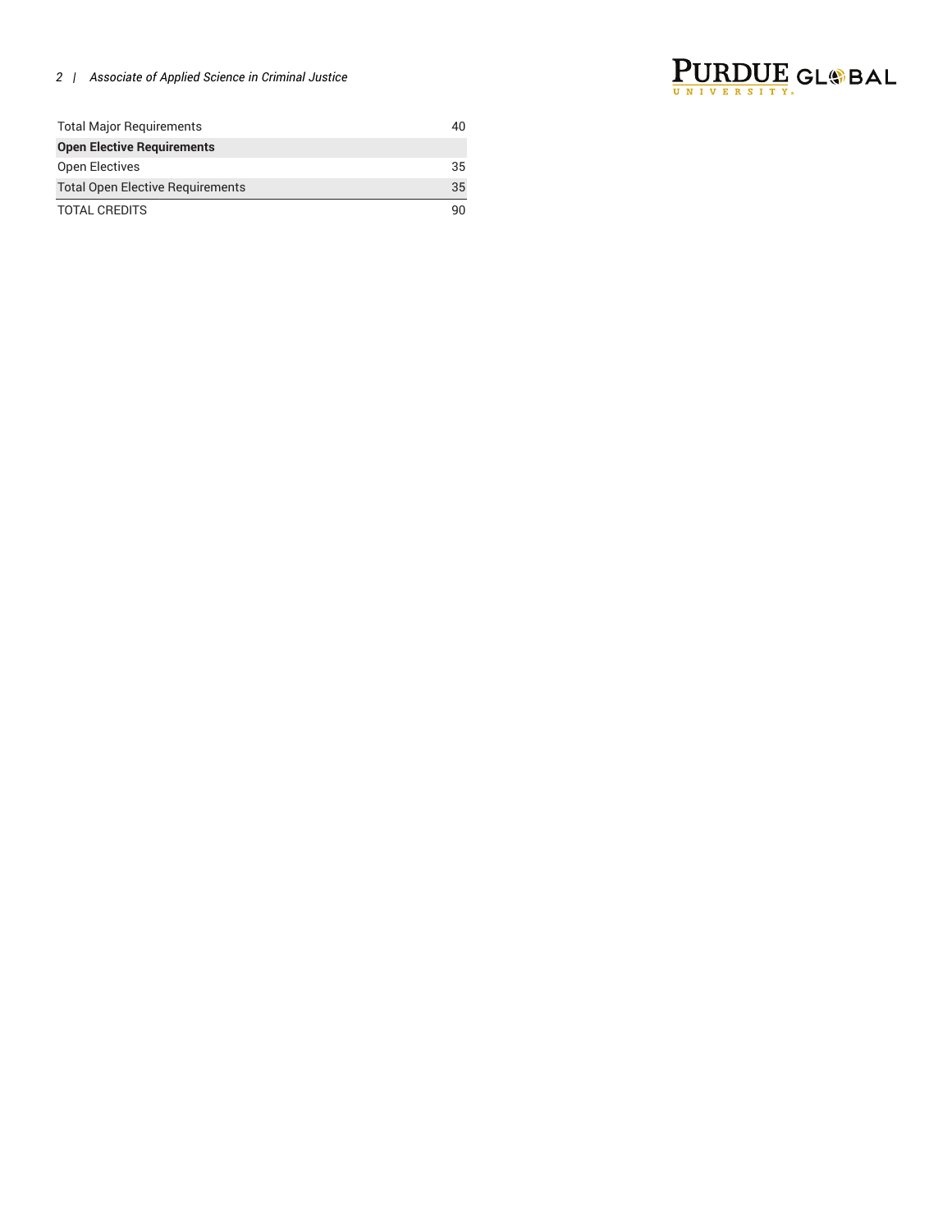| | |
|---|---|
| Total Major Requirements | 40 |
| **Open Elective Requirements** | |
| Open Electives | 35 |
| Total Open Elective Requirements | 35 |
| TOTAL CREDITS | 90 |